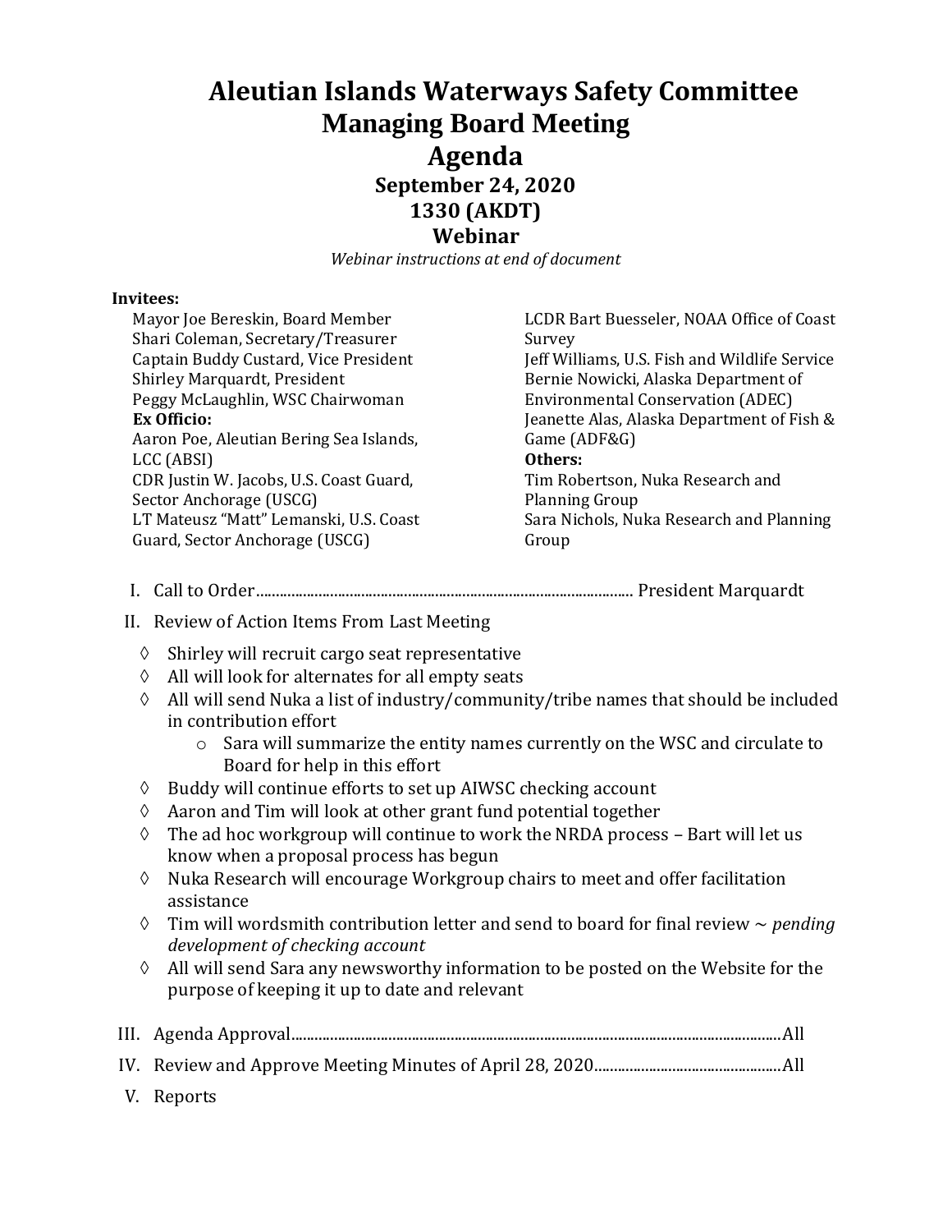# Aleutian Islands Waterways Safety Committee
## Managing Board Meeting
## Agenda

**September 24, 2020**
**1330 (AKDT)**
**Webinar**

*Webinar instructions at end of document*

**Invitees:**

Mayor Joe Bereskin, Board Member
Shari Coleman, Secretary/Treasurer
Captain Buddy Custard, Vice President
Shirley Marquardt, President
Peggy McLaughlin, WSC Chairwoman

**Ex Officio:**

Aaron Poe, Aleutian Bering Sea Islands, LCC (ABSI)
CDR Justin W. Jacobs, U.S. Coast Guard, Sector Anchorage (USCG)
LT Mateusz "Matt" Lemanski, U.S. Coast Guard, Sector Anchorage (USCG)
LCDR Bart Buesseler, NOAA Office of Coast Survey
Jeff Williams, U.S. Fish and Wildlife Service
Bernie Nowicki, Alaska Department of Environmental Conservation (ADEC)
Jeanette Alas, Alaska Department of Fish & Game (ADF&G)

**Others:**

Tim Robertson, Nuka Research and Planning Group
Sara Nichols, Nuka Research and Planning Group

I. Call to Order............................................................ President Marquardt

II. Review of Action Items From Last Meeting

- ◊ Shirley will recruit cargo seat representative
- ◊ All will look for alternates for all empty seats
- ◊ All will send Nuka a list of industry/community/tribe names that should be included in contribution effort
  - o Sara will summarize the entity names currently on the WSC and circulate to Board for help in this effort
- ◊ Buddy will continue efforts to set up AIWSC checking account
- ◊ Aaron and Tim will look at other grant fund potential together
- ◊ The ad hoc workgroup will continue to work the NRDA process – Bart will let us know when a proposal process has begun
- ◊ Nuka Research will encourage Workgroup chairs to meet and offer facilitation assistance
- ◊ Tim will wordsmith contribution letter and send to board for final review ~ *pending development of checking account*
- ◊ All will send Sara any newsworthy information to be posted on the Website for the purpose of keeping it up to date and relevant

III. Agenda Approval............................................................All

IV. Review and Approve Meeting Minutes of April 28, 2020............................................................All

V. Reports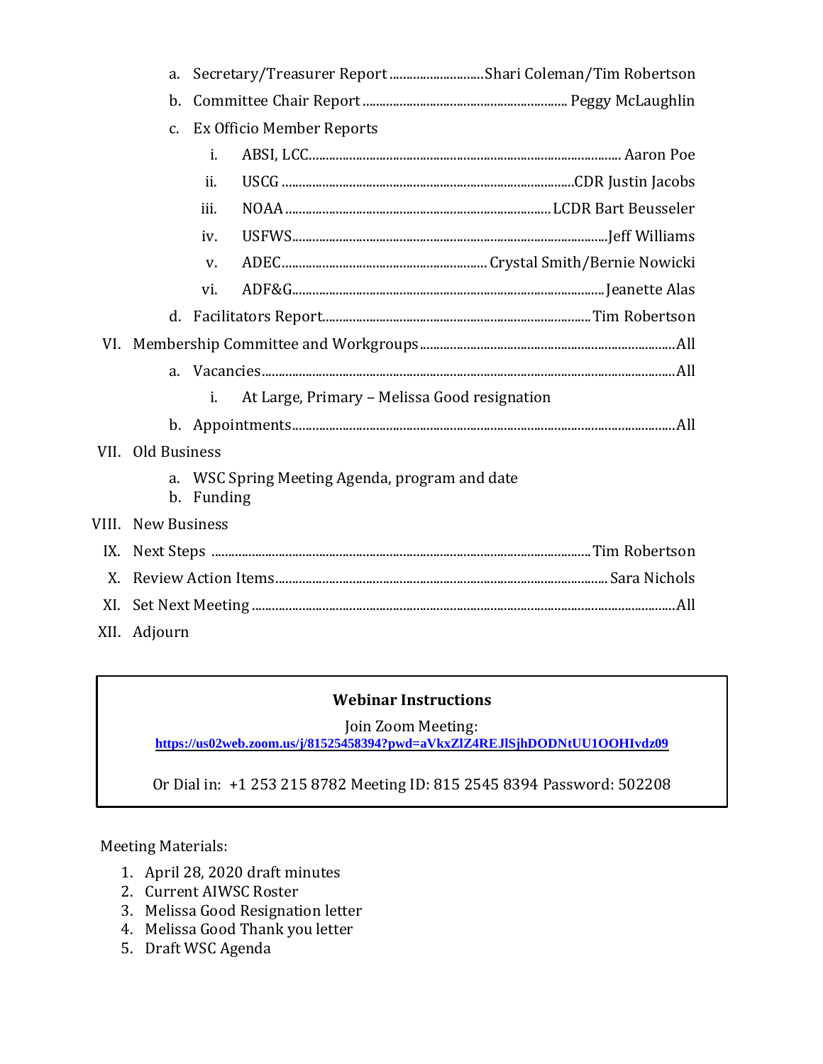- a. Secretary/Treasurer Report ............................ Shari Coleman/Tim Robertson
- b. Committee Chair Report ............................ Peggy McLaughlin
- c. Ex Officio Member Reports
  - i. ABSI, LCC ............................ Aaron Poe
  - ii. USCG ............................ CDR Justin Jacobs
  - iii. NOAA ............................ LCDR Bart Beusseler
  - iv. USFWS ............................ Jeff Williams
  - v. ADEC ............................ Crystal Smith/Bernie Nowicki
  - vi. ADF&G ............................ Jeanette Alas
- d. Facilitators Report ............................ Tim Robertson

VI. Membership Committee and Workgroups ............................ All

- a. Vacancies ............................ All
  - i. At Large, Primary – Melissa Good resignation
- b. Appointments ............................ All

VII. Old Business

- a. WSC Spring Meeting Agenda, program and date
- b. Funding

VIII. New Business

IX. Next Steps ............................ Tim Robertson

X. Review Action Items ............................ Sara Nichols

XI. Set Next Meeting ............................ All

XII. Adjourn

**Webinar Instructions**

Join Zoom Meeting:
https://us02web.zoom.us/j/81525458394?pwd=aVkxZlZ4REJlSjhDODNtUU1OOHIvdz09

Or Dial in: +1 253 215 8782 Meeting ID: 815 2545 8394 Password: 502208

Meeting Materials:

1. April 28, 2020 draft minutes
2. Current AIWSC Roster
3. Melissa Good Resignation letter
4. Melissa Good Thank you letter
5. Draft WSC Agenda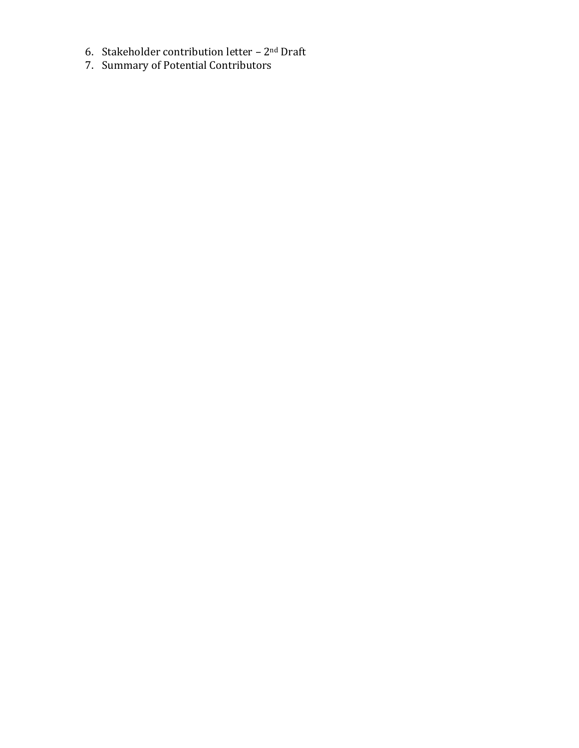6. Stakeholder contribution letter – 2nd Draft
7. Summary of Potential Contributors